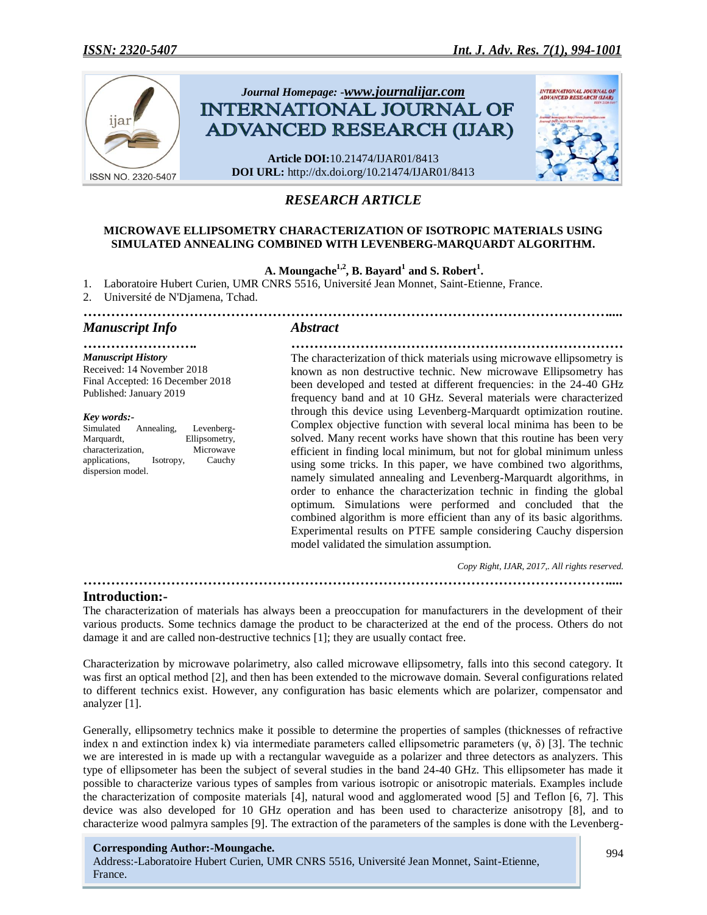Journal Homepage: -www.journalijar.com

# INTERNATIONAL JOURNAL OF ADVANCED RESEARCH (IJAR)

**Article DOI:**10.21474/IJAR01/8413
**DOI URL:** http://dx.doi.org/10.21474/IJAR01/8413

## *RESEARCH ARTICLE*

### MICROWAVE ELLIPSOMETRY CHARACTERIZATION OF ISOTROPIC MATERIALS USING SIMULATED ANNEALING COMBINED WITH LEVENBERG-MARQUARDT ALGORITHM.

**A. Moungache[1,2], B. Bayard[1] and S. Robert[1].**

1. Laboratoire Hubert Curien, UMR CNRS 5516, Université Jean Monnet, Saint-Etienne, France.
2. Université de N'Djamena, Tchad.

### *Manuscript Info*

***Manuscript History***
Received: 14 November 2018
Final Accepted: 16 December 2018
Published: January 2019

***Key words:-***
Simulated Annealing, Levenberg-Marquardt, Ellipsometry, characterization, Microwave applications, Isotropy, Cauchy dispersion model.

### *Abstract*

The characterization of thick materials using microwave ellipsometry is known as non destructive technic. New microwave Ellipsometry has been developed and tested at different frequencies: in the 24-40 GHz frequency band and at 10 GHz. Several materials were characterized through this device using Levenberg-Marquardt optimization routine. Complex objective function with several local minima has been to be solved. Many recent works have shown that this routine has been very efficient in finding local minimum, but not for global minimum unless using some tricks. In this paper, we have combined two algorithms, namely simulated annealing and Levenberg-Marquardt algorithms, in order to enhance the characterization technic in finding the global optimum. Simulations were performed and concluded that the combined algorithm is more efficient than any of its basic algorithms. Experimental results on PTFE sample considering Cauchy dispersion model validated the simulation assumption.

*Copy Right, IJAR, 2017,. All rights reserved.*

## Introduction:-

The characterization of materials has always been a preoccupation for manufacturers in the development of their various products. Some technics damage the product to be characterized at the end of the process. Others do not damage it and are called non-destructive technics [1]; they are usually contact free.

Characterization by microwave polarimetry, also called microwave ellipsometry, falls into this second category. It was first an optical method [2], and then has been extended to the microwave domain. Several configurations related to different technics exist. However, any configuration has basic elements which are polarizer, compensator and analyzer [1].

Generally, ellipsometry technics make it possible to determine the properties of samples (thicknesses of refractive index n and extinction index k) via intermediate parameters called ellipsometric parameters ($\psi$, $\delta$) [3]. The technic we are interested in is made up with a rectangular waveguide as a polarizer and three detectors as analyzers. This type of ellipsometer has been the subject of several studies in the band 24-40 GHz. This ellipsometer has made it possible to characterize various types of samples from various isotropic or anisotropic materials. Examples include the characterization of composite materials [4], natural wood and agglomerated wood [5] and Teflon [6, 7]. This device was also developed for 10 GHz operation and has been used to characterize anisotropy [8], and to characterize wood palmyra samples [9]. The extraction of the parameters of the samples is done with the Levenberg-

**Corresponding Author:-Moungache.**
Address:-Laboratoire Hubert Curien, UMR CNRS 5516, Université Jean Monnet, Saint-Etienne, France.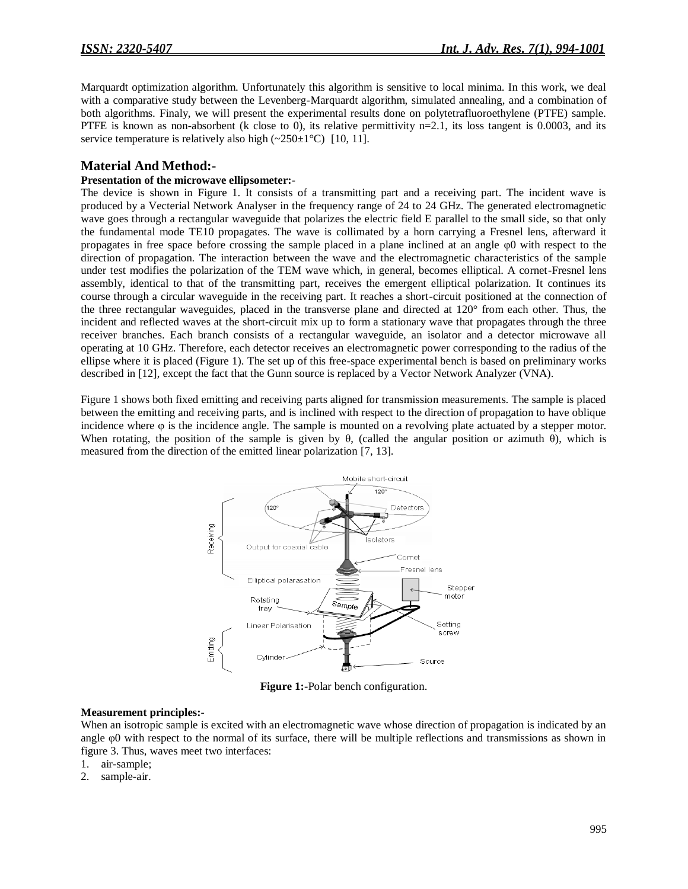Marquardt optimization algorithm. Unfortunately this algorithm is sensitive to local minima. In this work, we deal with a comparative study between the Levenberg-Marquardt algorithm, simulated annealing, and a combination of both algorithms. Finaly, we will present the experimental results done on polytetrafluoroethylene (PTFE) sample. PTFE is known as non-absorbent (k close to 0), its relative permittivity n=2.1, its loss tangent is 0.0003, and its service temperature is relatively also high (~250±1°C) [10, 11].

## Material And Method:-

### Presentation of the microwave ellipsometer:-

The device is shown in Figure 1. It consists of a transmitting part and a receiving part. The incident wave is produced by a Vecterial Network Analyser in the frequency range of 24 to 24 GHz. The generated electromagnetic wave goes through a rectangular waveguide that polarizes the electric field E parallel to the small side, so that only the fundamental mode TE10 propagates. The wave is collimated by a horn carrying a Fresnel lens, afterward it propagates in free space before crossing the sample placed in a plane inclined at an angle φ0 with respect to the direction of propagation. The interaction between the wave and the electromagnetic characteristics of the sample under test modifies the polarization of the TEM wave which, in general, becomes elliptical. A cornet-Fresnel lens assembly, identical to that of the transmitting part, receives the emergent elliptical polarization. It continues its course through a circular waveguide in the receiving part. It reaches a short-circuit positioned at the connection of the three rectangular waveguides, placed in the transverse plane and directed at 120° from each other. Thus, the incident and reflected waves at the short-circuit mix up to form a stationary wave that propagates through the three receiver branches. Each branch consists of a rectangular waveguide, an isolator and a detector microwave all operating at 10 GHz. Therefore, each detector receives an electromagnetic power corresponding to the radius of the ellipse where it is placed (Figure 1). The set up of this free-space experimental bench is based on preliminary works described in [12], except the fact that the Gunn source is replaced by a Vector Network Analyzer (VNA).

Figure 1 shows both fixed emitting and receiving parts aligned for transmission measurements. The sample is placed between the emitting and receiving parts, and is inclined with respect to the direction of propagation to have oblique incidence where φ is the incidence angle. The sample is mounted on a revolving plate actuated by a stepper motor. When rotating, the position of the sample is given by θ, (called the angular position or azimuth θ), which is measured from the direction of the emitted linear polarization [7, 13].

Mobile short-circuit
120°
120°
Detectors
Receiving
Output for coaxial cable
Isolators
Cornet
Fresnel lens
Elliptical polarasation
Stepper motor
Rotating tray
Sample
Linear Polarisation
Setting screw
Emitting
Cylinder
Source

**Figure 1:-**Polar bench configuration.

### Measurement principles:-

When an isotropic sample is excited with an electromagnetic wave whose direction of propagation is indicated by an angle φ0 with respect to the normal of its surface, there will be multiple reflections and transmissions as shown in figure 3. Thus, waves meet two interfaces:

1. air-sample;
2. sample-air.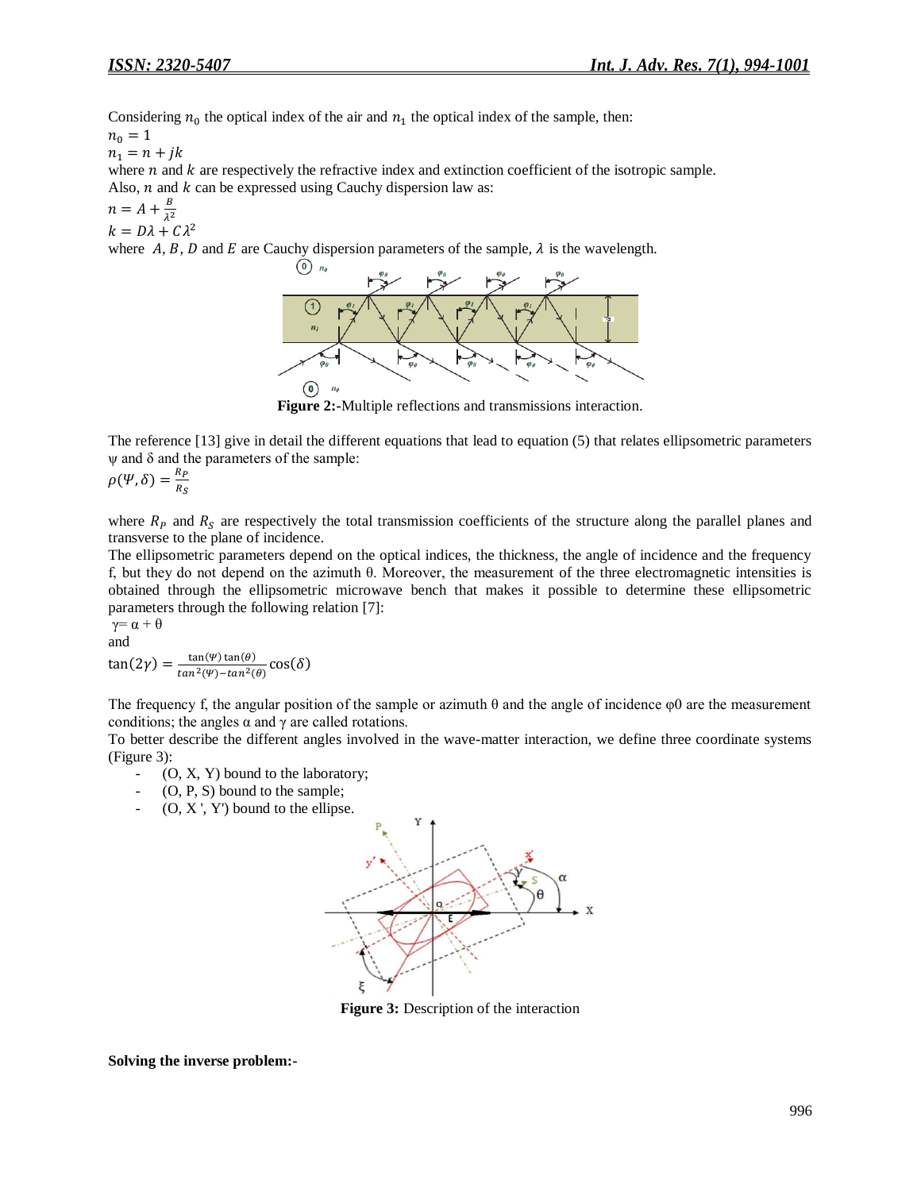Considering $n_0$ the optical index of the air and $n_1$ the optical index of the sample, then:

$n_0 = 1$

$n_1 = n + jk$

where $n$ and $k$ are respectively the refractive index and extinction coefficient of the isotropic sample.

Also, $n$ and $k$ can be expressed using Cauchy dispersion law as:

$$n = A + \frac{B}{\lambda^2}$$

$$k = D\lambda + C\lambda^2$$

where $A$, $B$, $D$ and $E$ are Cauchy dispersion parameters of the sample, $\lambda$ is the wavelength.

**Figure 2:**-Multiple reflections and transmissions interaction.

The reference [13] give in detail the different equations that lead to equation (5) that relates ellipsometric parameters ψ and δ and the parameters of the sample:

$$\rho(\Psi, \delta) = \frac{R_P}{R_S}$$

where $R_P$ and $R_S$ are respectively the total transmission coefficients of the structure along the parallel planes and transverse to the plane of incidence.

The ellipsometric parameters depend on the optical indices, the thickness, the angle of incidence and the frequency f, but they do not depend on the azimuth θ. Moreover, the measurement of the three electromagnetic intensities is obtained through the ellipsometric microwave bench that makes it possible to determine these ellipsometric parameters through the following relation [7]:

$\gamma = \alpha + \theta$

and

$$\tan(2\gamma) = \frac{\tan(\Psi)\tan(\theta)}{\tan^2(\Psi) - \tan^2(\theta)}\cos(\delta)$$

The frequency f, the angular position of the sample or azimuth θ and the angle of incidence φ0 are the measurement conditions; the angles α and γ are called rotations.

To better describe the different angles involved in the wave-matter interaction, we define three coordinate systems (Figure 3):

- (O, X, Y) bound to the laboratory;
- (O, P, S) bound to the sample;
- (O, X ', Y') bound to the ellipse.

**Figure 3:** Description of the interaction

**Solving the inverse problem:-**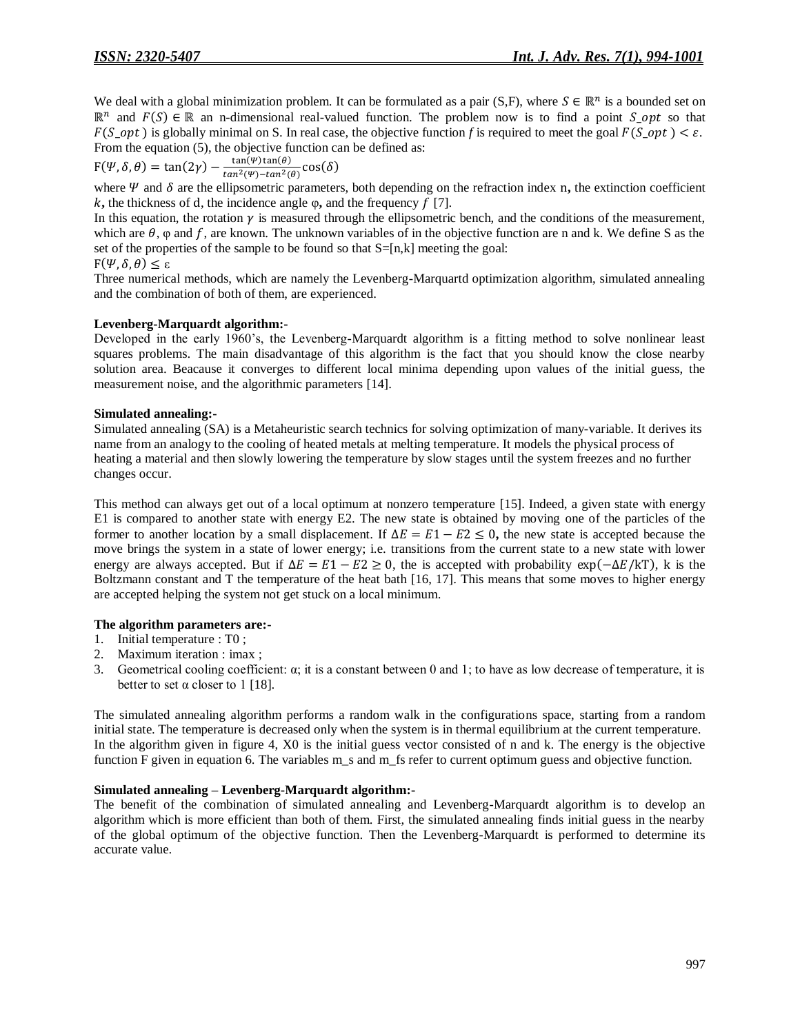We deal with a global minimization problem. It can be formulated as a pair (S,F), where $S \in \mathbb{R}^n$ is a bounded set on $\mathbb{R}^n$ and $F(S) \in \mathbb{R}$ an n-dimensional real-valued function. The problem now is to find a point $S\_opt$ so that $F(S\_opt)$ is globally minimal on S. In real case, the objective function *f* is required to meet the goal $F(S\_opt) < \varepsilon$. From the equation (5), the objective function can be defined as:

$$F(\Psi, \delta, \theta) = \tan(2\gamma) - \frac{\tan(\Psi)\tan(\theta)}{tan^2(\Psi) - tan^2(\theta)}\cos(\delta)$$

where $\Psi$ and $\delta$ are the ellipsometric parameters, both depending on the refraction index n**,** the extinction coefficient $k$**,** the thickness of d, the incidence angle φ**,** and the frequency $f$ [7].

In this equation, the rotation $\gamma$ is measured through the ellipsometric bench, and the conditions of the measurement, which are $\theta$, φ and $f$, are known. The unknown variables of in the objective function are n and k. We define S as the set of the properties of the sample to be found so that S=[n,k] meeting the goal:

$F(\Psi, \delta, \theta) \leq \varepsilon$

Three numerical methods, which are namely the Levenberg-Marquartd optimization algorithm, simulated annealing and the combination of both of them, are experienced.

**Levenberg-Marquardt algorithm:-**

Developed in the early 1960's, the Levenberg-Marquardt algorithm is a fitting method to solve nonlinear least squares problems. The main disadvantage of this algorithm is the fact that you should know the close nearby solution area. Beacause it converges to different local minima depending upon values of the initial guess, the measurement noise, and the algorithmic parameters [14].

**Simulated annealing:-**

Simulated annealing (SA) is a Metaheuristic search technics for solving optimization of many-variable. It derives its name from an analogy to the cooling of heated metals at melting temperature. It models the physical process of heating a material and then slowly lowering the temperature by slow stages until the system freezes and no further changes occur.

This method can always get out of a local optimum at nonzero temperature [15]. Indeed, a given state with energy E1 is compared to another state with energy E2. The new state is obtained by moving one of the particles of the former to another location by a small displacement. If $\Delta E = E1 - E2 \leq 0$**,** the new state is accepted because the move brings the system in a state of lower energy; i.e. transitions from the current state to a new state with lower energy are always accepted. But if $\Delta E = E1 - E2 \geq 0$, the is accepted with probability $\exp(-\Delta E/\mathrm{kT})$, k is the Boltzmann constant and T the temperature of the heat bath [16, 17]. This means that some moves to higher energy are accepted helping the system not get stuck on a local minimum.

**The algorithm parameters are:-**

1. Initial temperature : T0 ;
2. Maximum iteration : imax ;
3. Geometrical cooling coefficient: α; it is a constant between 0 and 1; to have as low decrease of temperature, it is better to set α closer to 1 [18].

The simulated annealing algorithm performs a random walk in the configurations space, starting from a random initial state. The temperature is decreased only when the system is in thermal equilibrium at the current temperature. In the algorithm given in figure 4, X0 is the initial guess vector consisted of n and k. The energy is the objective function F given in equation 6. The variables m_s and m_fs refer to current optimum guess and objective function.

**Simulated annealing – Levenberg-Marquardt algorithm:-**

The benefit of the combination of simulated annealing and Levenberg-Marquardt algorithm is to develop an algorithm which is more efficient than both of them. First, the simulated annealing finds initial guess in the nearby of the global optimum of the objective function. Then the Levenberg-Marquardt is performed to determine its accurate value.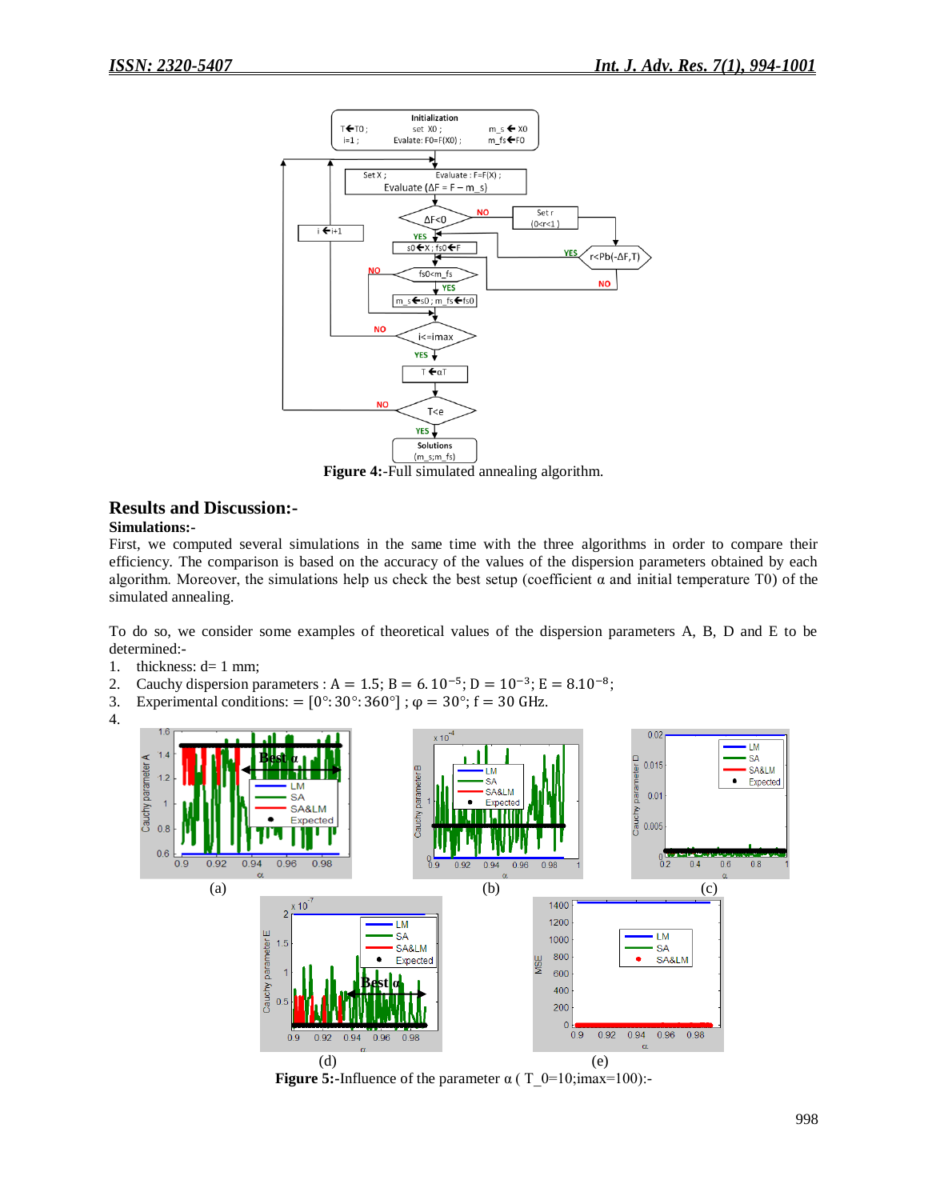Initialization

T←T0 ;
i=1 ;
set X0 ;
Evalate: F0=F(X0) ;
m_s ← X0
m_fs←F0

Set X ;
Evaluate : F=F(X) ;
Evaluate (ΔF = F − m_s)

ΔF<0
NO
Set r (0<r<1 )
YES
s0←X ; fs0←F
YES
r<Pb(-ΔF,T)
NO
i ←i+1
NO
fs0<m_fs
YES
m_s←s0 ; m_fs←fs0
NO
i<=imax
YES
T ←αT
NO
T<e
YES
Solutions (m_s;m_fs)

**Figure 4:**-Full simulated annealing algorithm.

## Results and Discussion:-

### Simulations:-

First, we computed several simulations in the same time with the three algorithms in order to compare their efficiency. The comparison is based on the accuracy of the values of the dispersion parameters obtained by each algorithm. Moreover, the simulations help us check the best setup (coefficient α and initial temperature T0) of the simulated annealing.

To do so, we consider some examples of theoretical values of the dispersion parameters A, B, D and E to be determined:-

1. thickness: d= 1 mm;
2. Cauchy dispersion parameters : $A = 1.5$; $B = 6.10^{-5}$; $D = 10^{-3}$; $E = 8.10^{-8}$;
3. Experimental conditions: $= [0°: 30°: 360°]$ ; $\varphi = 30°$; f = 30 GHz.
4.

(a) Cauchy parameter A; α; Best α; LM; SA; SA&LM; Expected; 0.6; 0.8; 1; 1.2; 1.4; 1.6; 0.9; 0.92; 0.94; 0.96; 0.98

(b) Cauchy parameter B; x 10⁻⁴; α; LM; SA; SA&LM; Expected; 0; 1; 0.9; 0.92; 0.94; 0.96; 0.98; 1

(c) Cauchy parameter D; α; LM; SA; SA&LM; Expected; 0; 0.005; 0.01; 0.015; 0.02; 0.2; 0.4; 0.6; 0.8; 1

(d) Cauchy parameter E; x 10⁻⁷; α; Best α; LM; SA; SA&LM; Expected; 0.5; 1; 1.5; 2; 0.9; 0.92; 0.94; 0.96; 0.98

(e) MSE; α; LM; SA; SA&LM; 0; 200; 400; 600; 800; 1000; 1200; 1400; 0.9; 0.92; 0.94; 0.96; 0.98

**Figure 5:**-Influence of the parameter α ( T_0=10;imax=100):-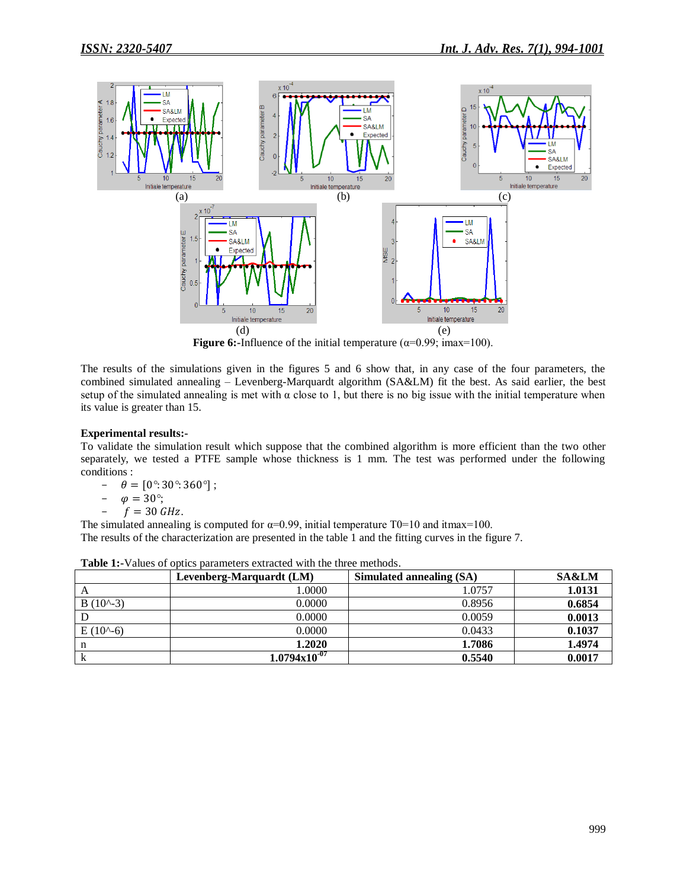(a)

Cauchy parameter A

Initiale temperature

LM
SA
SA&LM
Expected

(b)

x 10^-4

Cauchy parameter B

Initiale temperature

LM
SA
SA&LM
Expected

(c)

x 10^-4

Cauchy parameter D

Initiale temperature

LM
SA
SA&LM
Expected

(d)

x 10^-7

Cauchy parameter E

Initiale temperature

LM
SA
SA&LM
Expected

(e)

MSE

Initiale temperature

LM
SA
SA&LM

**Figure 6:**-Influence of the initial temperature (α=0.99; imax=100).

The results of the simulations given in the figures 5 and 6 show that, in any case of the four parameters, the combined simulated annealing – Levenberg-Marquardt algorithm (SA&LM) fit the best. As said earlier, the best setup of the simulated annealing is met with α close to 1, but there is no big issue with the initial temperature when its value is greater than 15.

**Experimental results:-**

To validate the simulation result which suppose that the combined algorithm is more efficient than the two other separately, we tested a PTFE sample whose thickness is 1 mm. The test was performed under the following conditions :

- $\theta = [0°: 30°: 360°]$ ;
- $\varphi = 30°$;
- $f = 30\ GHz$.

The simulated annealing is computed for α=0.99, initial temperature T0=10 and itmax=100.
The results of the characterization are presented in the table 1 and the fitting curves in the figure 7.

**Table 1:**-Values of optics parameters extracted with the three methods.

| | Levenberg-Marquardt (LM) | Simulated annealing (SA) | SA&LM |
|---|---|---|---|
| A | 1.0000 | 1.0757 | **1.0131** |
| B (10^-3) | 0.0000 | 0.8956 | **0.6854** |
| D | 0.0000 | 0.0059 | **0.0013** |
| E (10^-6) | 0.0000 | 0.0433 | **0.1037** |
| n | **1.2020** | **1.7086** | **1.4974** |
| k | **$1.0794 \times 10^{-07}$** | **0.5540** | **0.0017** |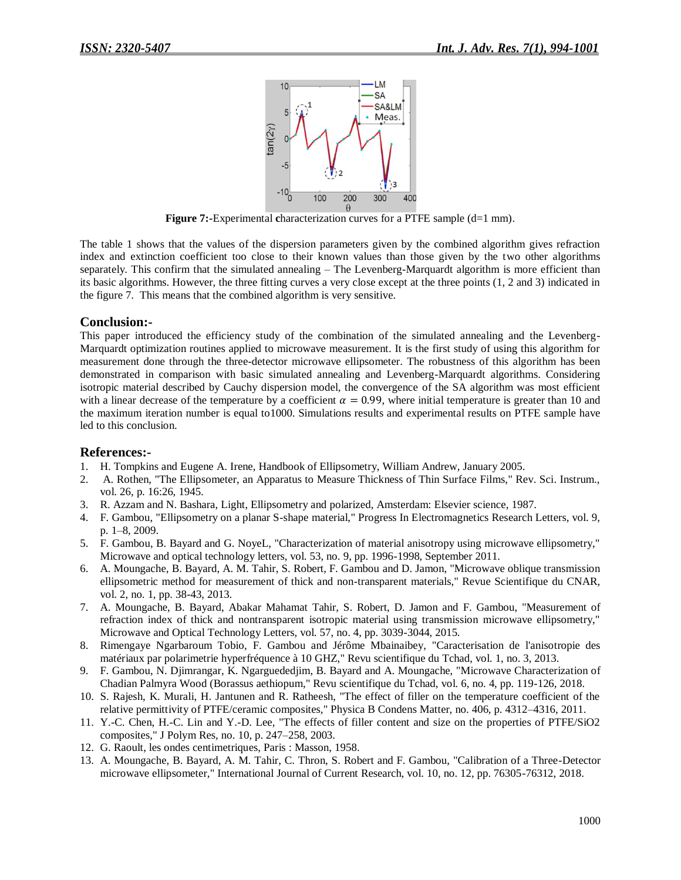10
5
0
-5
-10
0
100
200
300
400
θ
tan(2γ)
LM
SA
SA&LM
Meas.
1
2
3

**Figure 7:**-Experimental **c**haracterization curves for a PTFE sample (d=1 mm).

The table 1 shows that the values of the dispersion parameters given by the combined algorithm gives refraction index and extinction coefficient too close to their known values than those given by the two other algorithms separately. This confirm that the simulated annealing – The Levenberg-Marquardt algorithm is more efficient than its basic algorithms. However, the three fitting curves a very close except at the three points (1, 2 and 3) indicated in the figure 7. This means that the combined algorithm is very sensitive.

## Conclusion:-

This paper introduced the efficiency study of the combination of the simulated annealing and the Levenberg-Marquardt optimization routines applied to microwave measurement. It is the first study of using this algorithm for measurement done through the three-detector microwave ellipsometer. The robustness of this algorithm has been demonstrated in comparison with basic simulated annealing and Levenberg-Marquardt algorithms. Considering isotropic material described by Cauchy dispersion model, the convergence of the SA algorithm was most efficient with a linear decrease of the temperature by a coefficient $\alpha = 0.99$, where initial temperature is greater than 10 and the maximum iteration number is equal to1000. Simulations results and experimental results on PTFE sample have led to this conclusion.

## References:-

1. H. Tompkins and Eugene A. Irene, Handbook of Ellipsometry, William Andrew, January 2005.
2. A. Rothen, "The Ellipsometer, an Apparatus to Measure Thickness of Thin Surface Films," Rev. Sci. Instrum., vol. 26, p. 16:26, 1945.
3. R. Azzam and N. Bashara, Light, Ellipsometry and polarized, Amsterdam: Elsevier science, 1987.
4. F. Gambou, "Ellipsometry on a planar S-shape material," Progress In Electromagnetics Research Letters, vol. 9, p. 1–8, 2009.
5. F. Gambou, B. Bayard and G. NoyeL, "Characterization of material anisotropy using microwave ellipsometry," Microwave and optical technology letters, vol. 53, no. 9, pp. 1996-1998, September 2011.
6. A. Moungache, B. Bayard, A. M. Tahir, S. Robert, F. Gambou and D. Jamon, "Microwave oblique transmission ellipsometric method for measurement of thick and non-transparent materials," Revue Scientifique du CNAR, vol. 2, no. 1, pp. 38-43, 2013.
7. A. Moungache, B. Bayard, Abakar Mahamat Tahir, S. Robert, D. Jamon and F. Gambou, "Measurement of refraction index of thick and nontransparent isotropic material using transmission microwave ellipsometry," Microwave and Optical Technology Letters, vol. 57, no. 4, pp. 3039-3044, 2015.
8. Rimengaye Ngarbaroum Tobio, F. Gambou and Jérôme Mbainaibey, "Caracterisation de l'anisotropie des matériaux par polarimetrie hyperfréquence à 10 GHZ," Revu scientifique du Tchad, vol. 1, no. 3, 2013.
9. F. Gambou, N. Djimrangar, K. Ngarguededjim, B. Bayard and A. Moungache, "Microwave Characterization of Chadian Palmyra Wood (Borassus aethiopum," Revu scientifique du Tchad, vol. 6, no. 4, pp. 119-126, 2018.
10. S. Rajesh, K. Murali, H. Jantunen and R. Ratheesh, "The effect of filler on the temperature coefficient of the relative permittivity of PTFE/ceramic composites," Physica B Condens Matter, no. 406, p. 4312–4316, 2011.
11. Y.-C. Chen, H.-C. Lin and Y.-D. Lee, "The effects of filler content and size on the properties of PTFE/SiO2 composites," J Polym Res, no. 10, p. 247–258, 2003.
12. G. Raoult, les ondes centimetriques, Paris : Masson, 1958.
13. A. Moungache, B. Bayard, A. M. Tahir, C. Thron, S. Robert and F. Gambou, "Calibration of a Three-Detector microwave ellipsometer," International Journal of Current Research, vol. 10, no. 12, pp. 76305-76312, 2018.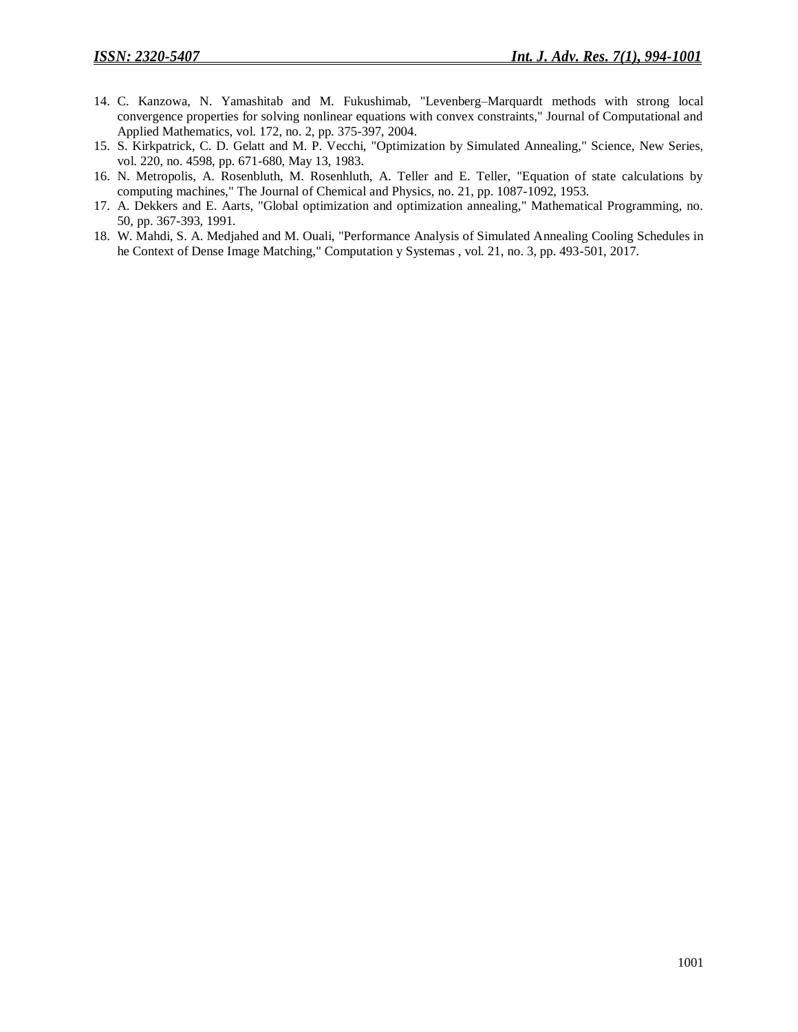14. C. Kanzowa, N. Yamashitab and M. Fukushimab, "Levenberg–Marquardt methods with strong local convergence properties for solving nonlinear equations with convex constraints," Journal of Computational and Applied Mathematics, vol. 172, no. 2, pp. 375-397, 2004.
15. S. Kirkpatrick, C. D. Gelatt and M. P. Vecchi, "Optimization by Simulated Annealing," Science, New Series, vol. 220, no. 4598, pp. 671-680, May 13, 1983.
16. N. Metropolis, A. Rosenbluth, M. Rosenhluth, A. Teller and E. Teller, "Equation of state calculations by computing machines," The Journal of Chemical and Physics, no. 21, pp. 1087-1092, 1953.
17. A. Dekkers and E. Aarts, "Global optimization and optimization annealing," Mathematical Programming, no. 50, pp. 367-393, 1991.
18. W. Mahdi, S. A. Medjahed and M. Ouali, "Performance Analysis of Simulated Annealing Cooling Schedules in he Context of Dense Image Matching," Computation y Systemas , vol. 21, no. 3, pp. 493-501, 2017.